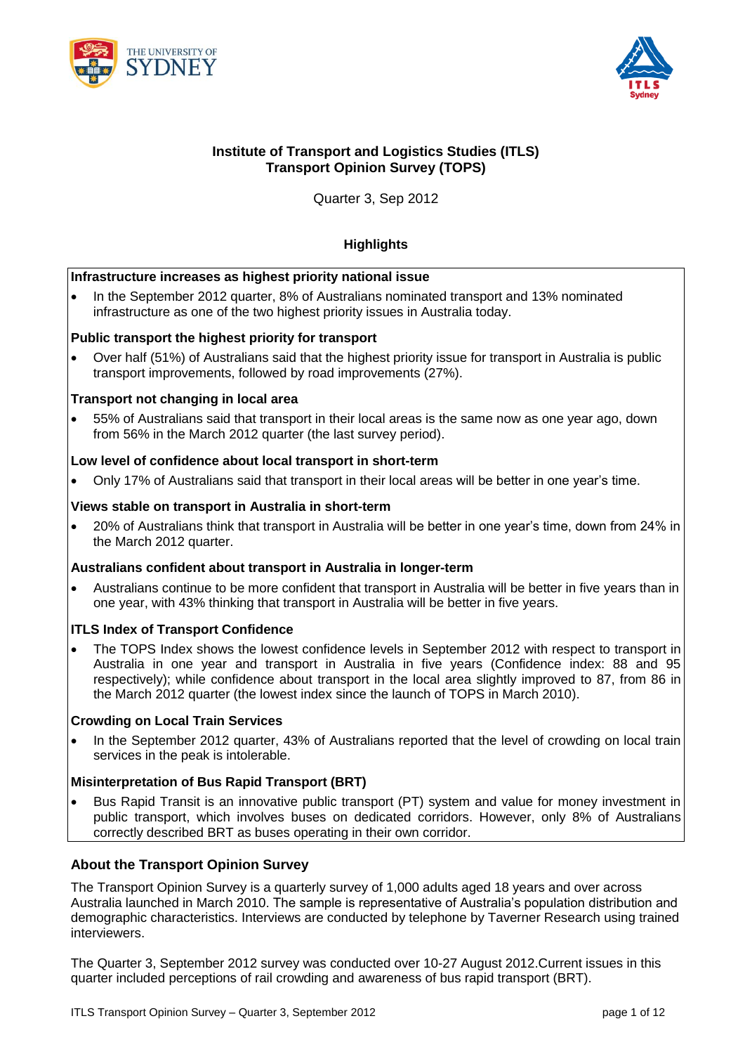# Institute of Transport and Logistics Studies (ITLS)
# Transport Opinion Survey (TOPS)

Quarter 3, Sep 2012

## Highlights

**Infrastructure increases as highest priority national issue**

- In the September 2012 quarter, 8% of Australians nominated transport and 13% nominated infrastructure as one of the two highest priority issues in Australia today.

**Public transport the highest priority for transport**

- Over half (51%) of Australians said that the highest priority issue for transport in Australia is public transport improvements, followed by road improvements (27%).

**Transport not changing in local area**

- 55% of Australians said that transport in their local areas is the same now as one year ago, down from 56% in the March 2012 quarter (the last survey period).

**Low level of confidence about local transport in short-term**

- Only 17% of Australians said that transport in their local areas will be better in one year's time.

**Views stable on transport in Australia in short-term**

- 20% of Australians think that transport in Australia will be better in one year's time, down from 24% in the March 2012 quarter.

**Australians confident about transport in Australia in longer-term**

- Australians continue to be more confident that transport in Australia will be better in five years than in one year, with 43% thinking that transport in Australia will be better in five years.

**ITLS Index of Transport Confidence**

- The TOPS Index shows the lowest confidence levels in September 2012 with respect to transport in Australia in one year and transport in Australia in five years (Confidence index: 88 and 95 respectively); while confidence about transport in the local area slightly improved to 87, from 86 in the March 2012 quarter (the lowest index since the launch of TOPS in March 2010).

**Crowding on Local Train Services**

- In the September 2012 quarter, 43% of Australians reported that the level of crowding on local train services in the peak is intolerable.

**Misinterpretation of Bus Rapid Transport (BRT)**

- Bus Rapid Transit is an innovative public transport (PT) system and value for money investment in public transport, which involves buses on dedicated corridors. However, only 8% of Australians correctly described BRT as buses operating in their own corridor.

## About the Transport Opinion Survey

The Transport Opinion Survey is a quarterly survey of 1,000 adults aged 18 years and over across Australia launched in March 2010. The sample is representative of Australia's population distribution and demographic characteristics. Interviews are conducted by telephone by Taverner Research using trained interviewers.

The Quarter 3, September 2012 survey was conducted over 10-27 August 2012.Current issues in this quarter included perceptions of rail crowding and awareness of bus rapid transport (BRT).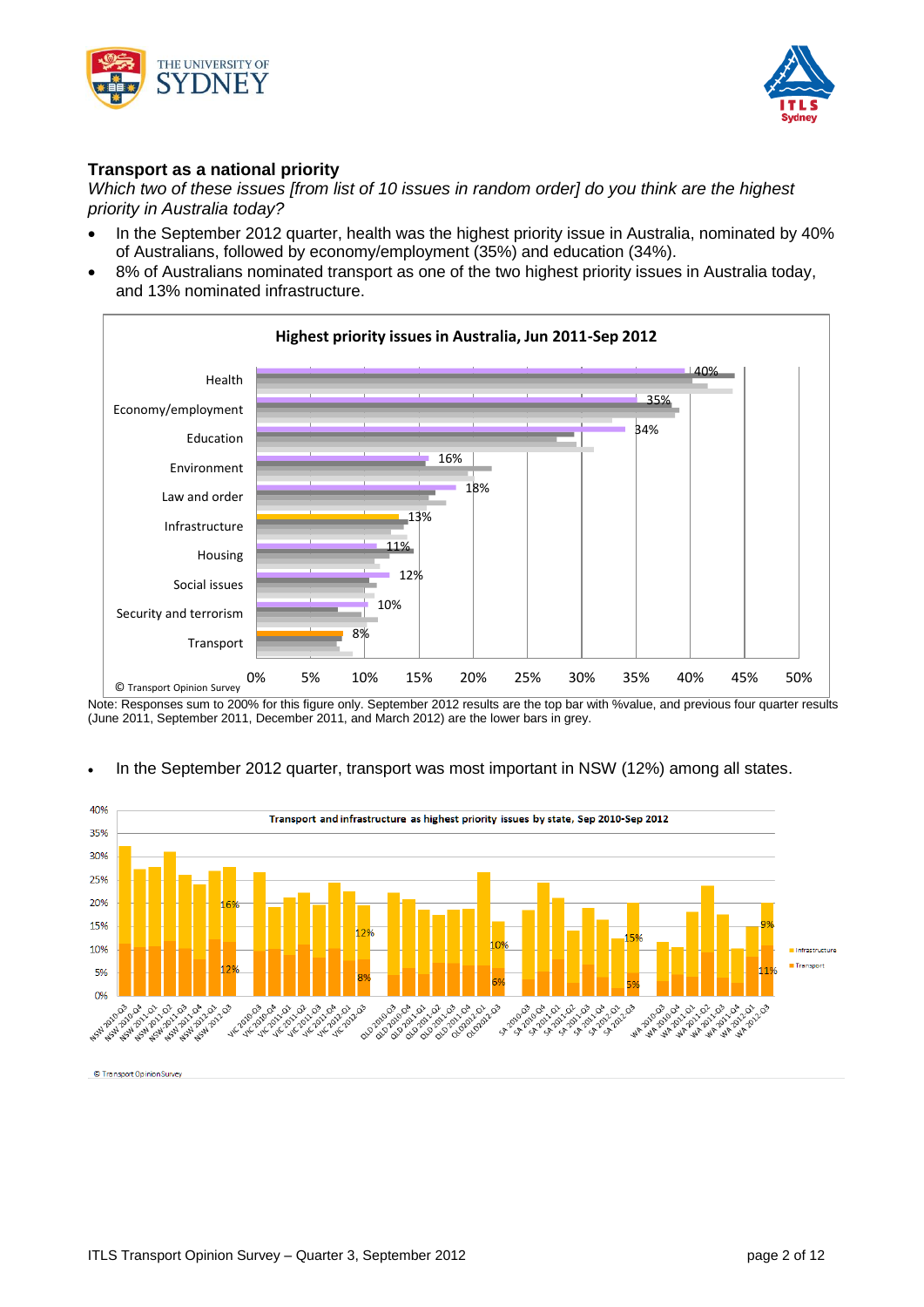## Transport as a national priority

*Which two of these issues [from list of 10 issues in random order] do you think are the highest priority in Australia today?*

- In the September 2012 quarter, health was the highest priority issue in Australia, nominated by 40% of Australians, followed by economy/employment (35%) and education (34%).
- 8% of Australians nominated transport as one of the two highest priority issues in Australia today, and 13% nominated infrastructure.

**Highest priority issues in Australia, Jun 2011-Sep 2012**

| Issue | Sep 2012 |
|---|---|
| Health | 40% |
| Economy/employment | 35% |
| Education | 34% |
| Environment | 16% |
| Law and order | 18% |
| Infrastructure | 13% |
| Housing | 11% |
| Social issues | 12% |
| Security and terrorism | 10% |
| Transport | 8% |

© Transport Opinion Survey

Note: Responses sum to 200% for this figure only. September 2012 results are the top bar with %value, and previous four quarter results (June 2011, September 2011, December 2011, and March 2012) are the lower bars in grey.

- In the September 2012 quarter, transport was most important in NSW (12%) among all states.

**Transport and infrastructure as highest priority issues by state, Sep 2010-Sep 2012**

| State (2012-Q3) | Transport | Infrastructure |
|---|---|---|
| NSW | 12% | 16% |
| VIC | 8% | 12% |
| QLD | 6% | 10% |
| SA | 5% | 15% |
| WA | 11% | 9% |

© Transport Opinion Survey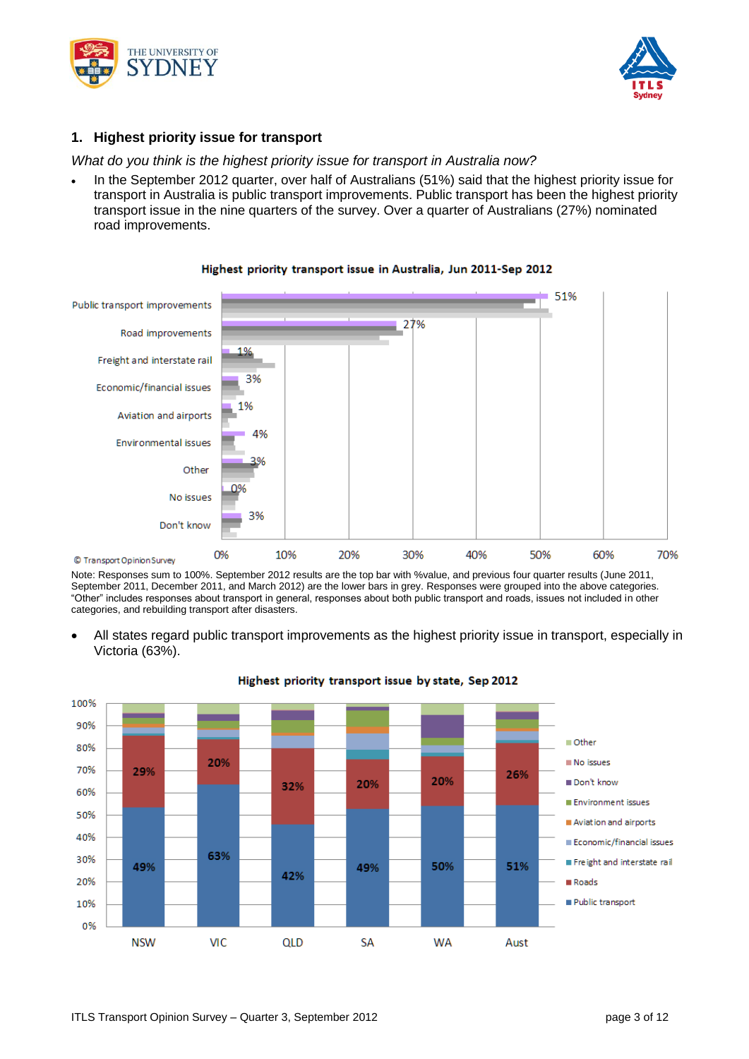## 1. Highest priority issue for transport

*What do you think is the highest priority issue for transport in Australia now?*

- In the September 2012 quarter, over half of Australians (51%) said that the highest priority issue for transport in Australia is public transport improvements. Public transport has been the highest priority transport issue in the nine quarters of the survey. Over a quarter of Australians (27%) nominated road improvements.

**Highest priority transport issue in Australia, Jun 2011-Sep 2012**

| Issue | Sep 2012 |
|---|---|
| Public transport improvements | 51% |
| Road improvements | 27% |
| Freight and interstate rail | 1% |
| Economic/financial issues | 3% |
| Aviation and airports | 1% |
| Environmental issues | 4% |
| Other | 3% |
| No issues | 0% |
| Don't know | 3% |

© Transport Opinion Survey

Note: Responses sum to 100%. September 2012 results are the top bar with %value, and previous four quarter results (June 2011, September 2011, December 2011, and March 2012) are the lower bars in grey. Responses were grouped into the above categories. "Other" includes responses about transport in general, responses about both public transport and roads, issues not included in other categories, and rebuilding transport after disasters.

- All states regard public transport improvements as the highest priority issue in transport, especially in Victoria (63%).

**Highest priority transport issue by state, Sep 2012**

| | NSW | VIC | QLD | SA | WA | Aust |
|---|---|---|---|---|---|---|
| Public transport | 49% | 63% | 42% | 49% | 50% | 51% |
| Roads | 29% | 20% | 32% | 20% | 20% | 26% |

Legend: Other, No issues, Don't know, Environment issues, Aviation and airports, Economic/financial issues, Freight and interstate rail, Roads, Public transport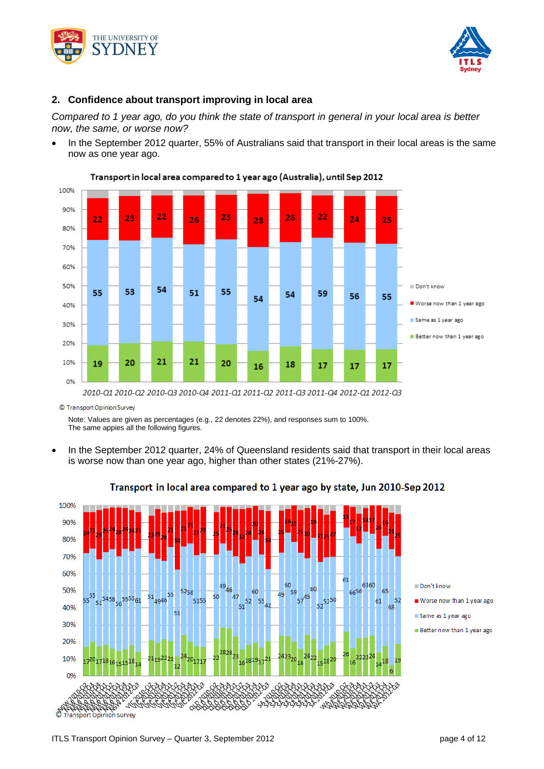## 2. Confidence about transport improving in local area

*Compared to 1 year ago, do you think the state of transport in general in your local area is better now, the same, or worse now?*

- In the September 2012 quarter, 55% of Australians said that transport in their local areas is the same now as one year ago.

**Transport in local area compared to 1 year ago (Australia), until Sep 2012**

| | 2010-Q1 | 2010-Q2 | 2010-Q3 | 2010-Q4 | 2011-Q1 | 2011-Q2 | 2011-Q3 | 2011-Q4 | 2012-Q1 | 2012-Q3 |
|---|---|---|---|---|---|---|---|---|---|---|
| Worse now than 1 year ago | 22 | 23 | 22 | 26 | 23 | 28 | 26 | 22 | 24 | 25 |
| Same as 1 year ago | 55 | 53 | 54 | 51 | 55 | 54 | 54 | 59 | 56 | 55 |
| Better now than 1 year ago | 19 | 20 | 21 | 21 | 20 | 16 | 18 | 17 | 17 | 17 |

© Transport Opinion Survey

Note: Values are given as percentages (e.g., 22 denotes 22%), and responses sum to 100%. The same appies all the following figures.

- In the September 2012 quarter, 24% of Queensland residents said that transport in their local areas is worse now than one year ago, higher than other states (21%-27%).

**Transport in local area compared to 1 year ago by state, Jun 2010-Sep 2012**

© Transport Opinion Survey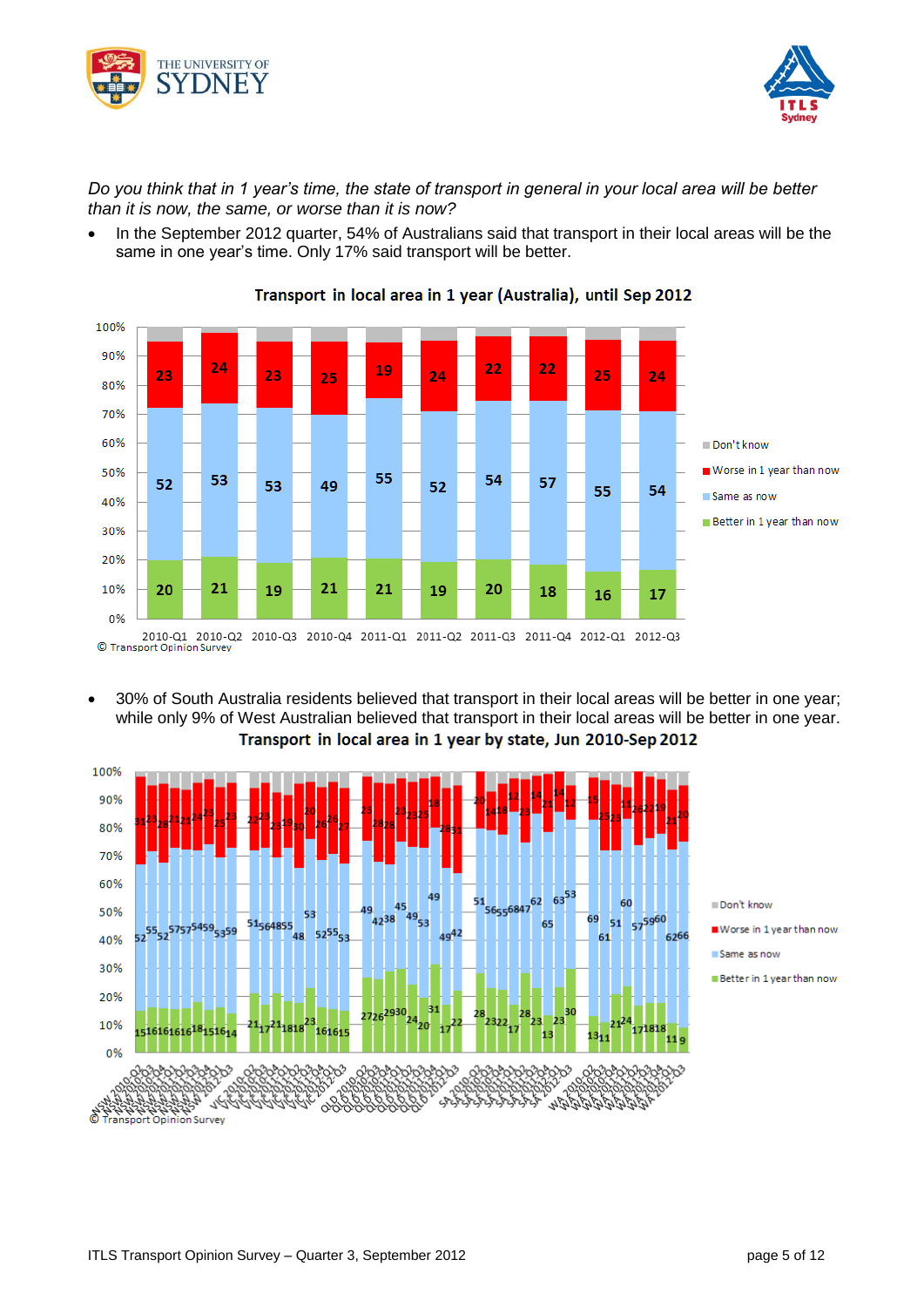*Do you think that in 1 year's time, the state of transport in general in your local area will be better than it is now, the same, or worse than it is now?*

- In the September 2012 quarter, 54% of Australians said that transport in their local areas will be the same in one year's time. Only 17% said transport will be better.

**Transport in local area in 1 year (Australia), until Sep 2012**

| | 2010-Q1 | 2010-Q2 | 2010-Q3 | 2010-Q4 | 2011-Q1 | 2011-Q2 | 2011-Q3 | 2011-Q4 | 2012-Q1 | 2012-Q3 |
|---|---|---|---|---|---|---|---|---|---|---|
| Worse in 1 year than now | 23 | 24 | 23 | 25 | 19 | 24 | 22 | 22 | 25 | 24 |
| Same as now | 52 | 53 | 53 | 49 | 55 | 52 | 54 | 57 | 55 | 54 |
| Better in 1 year than now | 20 | 21 | 19 | 21 | 21 | 19 | 20 | 18 | 16 | 17 |

© Transport Opinion Survey

- 30% of South Australia residents believed that transport in their local areas will be better in one year; while only 9% of West Australian believed that transport in their local areas will be better in one year.

**Transport in local area in 1 year by state, Jun 2010-Sep 2012**

© Transport Opinion Survey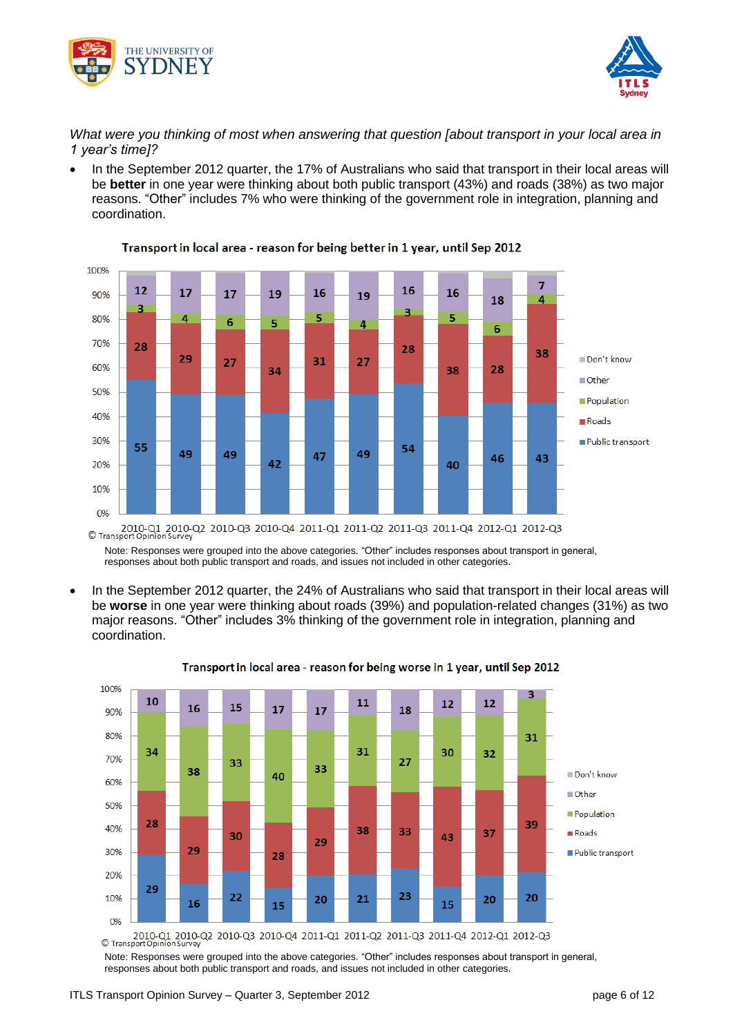*What were you thinking of most when answering that question [about transport in your local area in 1 year's time]?*

- In the September 2012 quarter, the 17% of Australians who said that transport in their local areas will be **better** in one year were thinking about both public transport (43%) and roads (38%) as two major reasons. "Other" includes 7% who were thinking of the government role in integration, planning and coordination.

**Transport in local area - reason for being better in 1 year, until Sep 2012**

| | 2010-Q1 | 2010-Q2 | 2010-Q3 | 2010-Q4 | 2011-Q1 | 2011-Q2 | 2011-Q3 | 2011-Q4 | 2012-Q1 | 2012-Q3 |
|---|---|---|---|---|---|---|---|---|---|---|
| Other | 12 | 17 | 17 | 19 | 16 | 19 | 16 | 16 | 18 | 7 |
| Population | 3 | 4 | 6 | 5 | 5 | 4 | 3 | 5 | 6 | 4 |
| Roads | 28 | 29 | 27 | 34 | 31 | 27 | 28 | 38 | 28 | 38 |
| Public transport | 55 | 49 | 49 | 42 | 47 | 49 | 54 | 40 | 46 | 43 |

© Transport Opinion Survey

Note: Responses were grouped into the above categories. "Other" includes responses about transport in general, responses about both public transport and roads, and issues not included in other categories.

- In the September 2012 quarter, the 24% of Australians who said that transport in their local areas will be **worse** in one year were thinking about roads (39%) and population-related changes (31%) as two major reasons. "Other" includes 3% thinking of the government role in integration, planning and coordination.

**Transport in local area - reason for being worse in 1 year, until Sep 2012**

| | 2010-Q1 | 2010-Q2 | 2010-Q3 | 2010-Q4 | 2011-Q1 | 2011-Q2 | 2011-Q3 | 2011-Q4 | 2012-Q1 | 2012-Q3 |
|---|---|---|---|---|---|---|---|---|---|---|
| Other | 10 | 16 | 15 | 17 | 17 | 11 | 18 | 12 | 12 | 3 |
| Population | 34 | 38 | 33 | 40 | 33 | 31 | 27 | 30 | 32 | 31 |
| Roads | 28 | 29 | 30 | 28 | 29 | 38 | 33 | 43 | 37 | 39 |
| Public transport | 29 | 16 | 22 | 15 | 20 | 21 | 23 | 15 | 20 | 20 |

© Transport Opinion Survey

Note: Responses were grouped into the above categories. "Other" includes responses about transport in general, responses about both public transport and roads, and issues not included in other categories.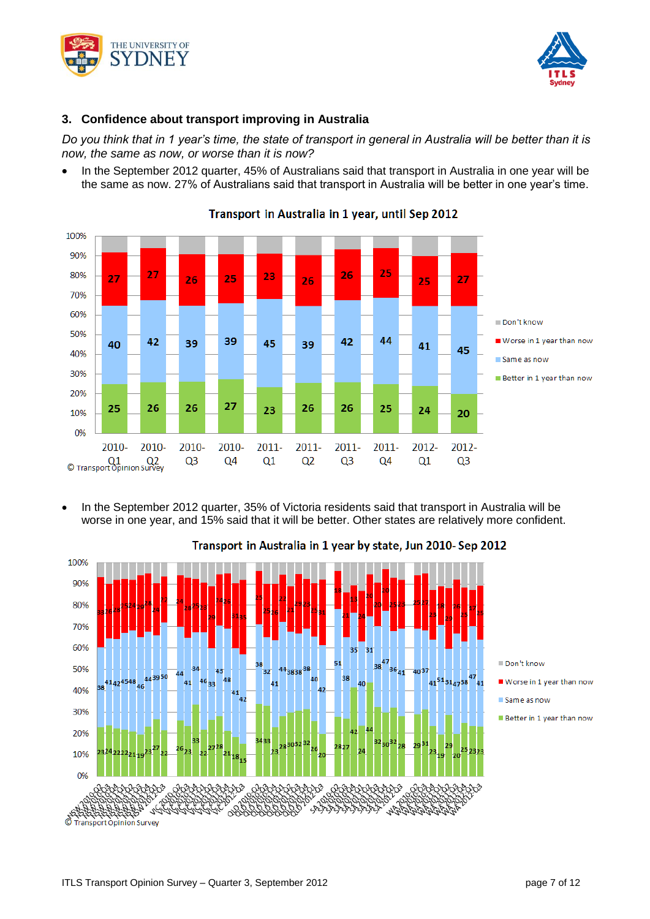## 3. Confidence about transport improving in Australia

*Do you think that in 1 year's time, the state of transport in general in Australia will be better than it is now, the same as now, or worse than it is now?*

- In the September 2012 quarter, 45% of Australians said that transport in Australia in one year will be the same as now. 27% of Australians said that transport in Australia will be better in one year's time.

**Transport in Australia in 1 year, until Sep 2012**

| | 2010-Q1 | 2010-Q2 | 2010-Q3 | 2010-Q4 | 2011-Q1 | 2011-Q2 | 2011-Q3 | 2011-Q4 | 2012-Q1 | 2012-Q3 |
|---|---|---|---|---|---|---|---|---|---|---|
| Worse in 1 year than now | 27 | 27 | 26 | 25 | 23 | 26 | 26 | 25 | 25 | 27 |
| Same as now | 40 | 42 | 39 | 39 | 45 | 39 | 42 | 44 | 41 | 45 |
| Better in 1 year than now | 25 | 26 | 26 | 27 | 23 | 26 | 26 | 25 | 24 | 20 |

© Transport Opinion Survey

- In the September 2012 quarter, 35% of Victoria residents said that transport in Australia will be worse in one year, and 15% said that it will be better. Other states are relatively more confident.

**Transport in Australia in 1 year by state, Jun 2010- Sep 2012**

(Stacked bar chart by state — NSW, VIC, QLD, SA, WA — for quarters 2010-Q2 to 2012-Q3, showing Don't know, Worse in 1 year than now, Same as now, Better in 1 year than now.)

© Transport Opinion Survey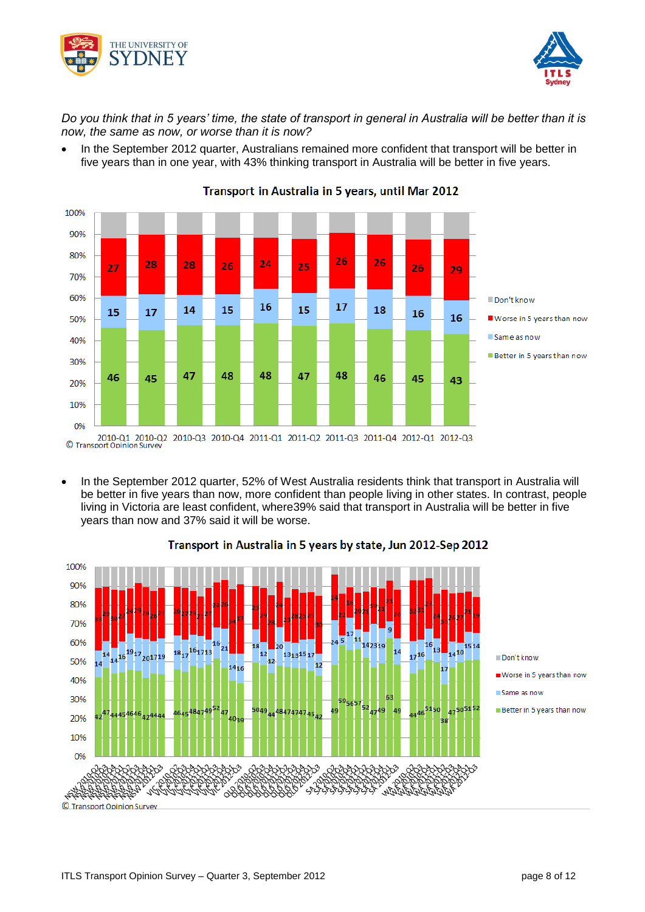*Do you think that in 5 years' time, the state of transport in general in Australia will be better than it is now, the same as now, or worse than it is now?*

- In the September 2012 quarter, Australians remained more confident that transport will be better in five years than in one year, with 43% thinking transport in Australia will be better in five years.

**Transport in Australia in 5 years, until Mar 2012**

| | 2010-Q1 | 2010-Q2 | 2010-Q3 | 2010-Q4 | 2011-Q1 | 2011-Q2 | 2011-Q3 | 2011-Q4 | 2012-Q1 | 2012-Q3 |
|---|---|---|---|---|---|---|---|---|---|---|
| Worse in 5 years than now | 27 | 28 | 28 | 26 | 24 | 25 | 26 | 26 | 26 | 29 |
| Same as now | 15 | 17 | 14 | 15 | 16 | 15 | 17 | 18 | 16 | 16 |
| Better in 5 years than now | 46 | 45 | 47 | 48 | 48 | 47 | 48 | 46 | 45 | 43 |

© Transport Opinion Survey

- In the September 2012 quarter, 52% of West Australia residents think that transport in Australia will be better in five years than now, more confident than people living in other states. In contrast, people living in Victoria are least confident, where39% said that transport in Australia will be better in five years than now and 37% said it will be worse.

**Transport in Australia in 5 years by state, Jun 2012-Sep 2012**

© Transport Opinion Survey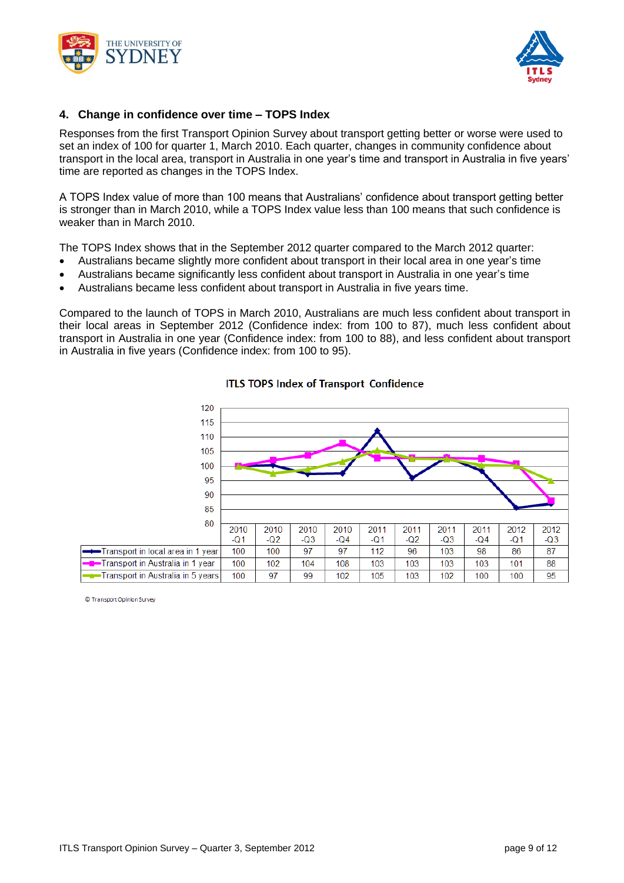## 4. Change in confidence over time – TOPS Index

Responses from the first Transport Opinion Survey about transport getting better or worse were used to set an index of 100 for quarter 1, March 2010. Each quarter, changes in community confidence about transport in the local area, transport in Australia in one year's time and transport in Australia in five years' time are reported as changes in the TOPS Index.

A TOPS Index value of more than 100 means that Australians' confidence about transport getting better is stronger than in March 2010, while a TOPS Index value less than 100 means that such confidence is weaker than in March 2010.

The TOPS Index shows that in the September 2012 quarter compared to the March 2012 quarter:

- Australians became slightly more confident about transport in their local area in one year's time
- Australians became significantly less confident about transport in Australia in one year's time
- Australians became less confident about transport in Australia in five years time.

Compared to the launch of TOPS in March 2010, Australians are much less confident about transport in their local areas in September 2012 (Confidence index: from 100 to 87), much less confident about transport in Australia in one year (Confidence index: from 100 to 88), and less confident about transport in Australia in five years (Confidence index: from 100 to 95).

**ITLS TOPS Index of Transport Confidence**

| | 2010-Q1 | 2010-Q2 | 2010-Q3 | 2010-Q4 | 2011-Q1 | 2011-Q2 | 2011-Q3 | 2011-Q4 | 2012-Q1 | 2012-Q3 |
|---|---|---|---|---|---|---|---|---|---|---|
| Transport in local area in 1 year | 100 | 100 | 97 | 97 | 112 | 96 | 103 | 98 | 86 | 87 |
| Transport in Australia in 1 year | 100 | 102 | 104 | 108 | 103 | 103 | 103 | 103 | 101 | 88 |
| Transport in Australia in 5 years | 100 | 97 | 99 | 102 | 105 | 103 | 102 | 100 | 100 | 95 |

© Transport Opinion Survey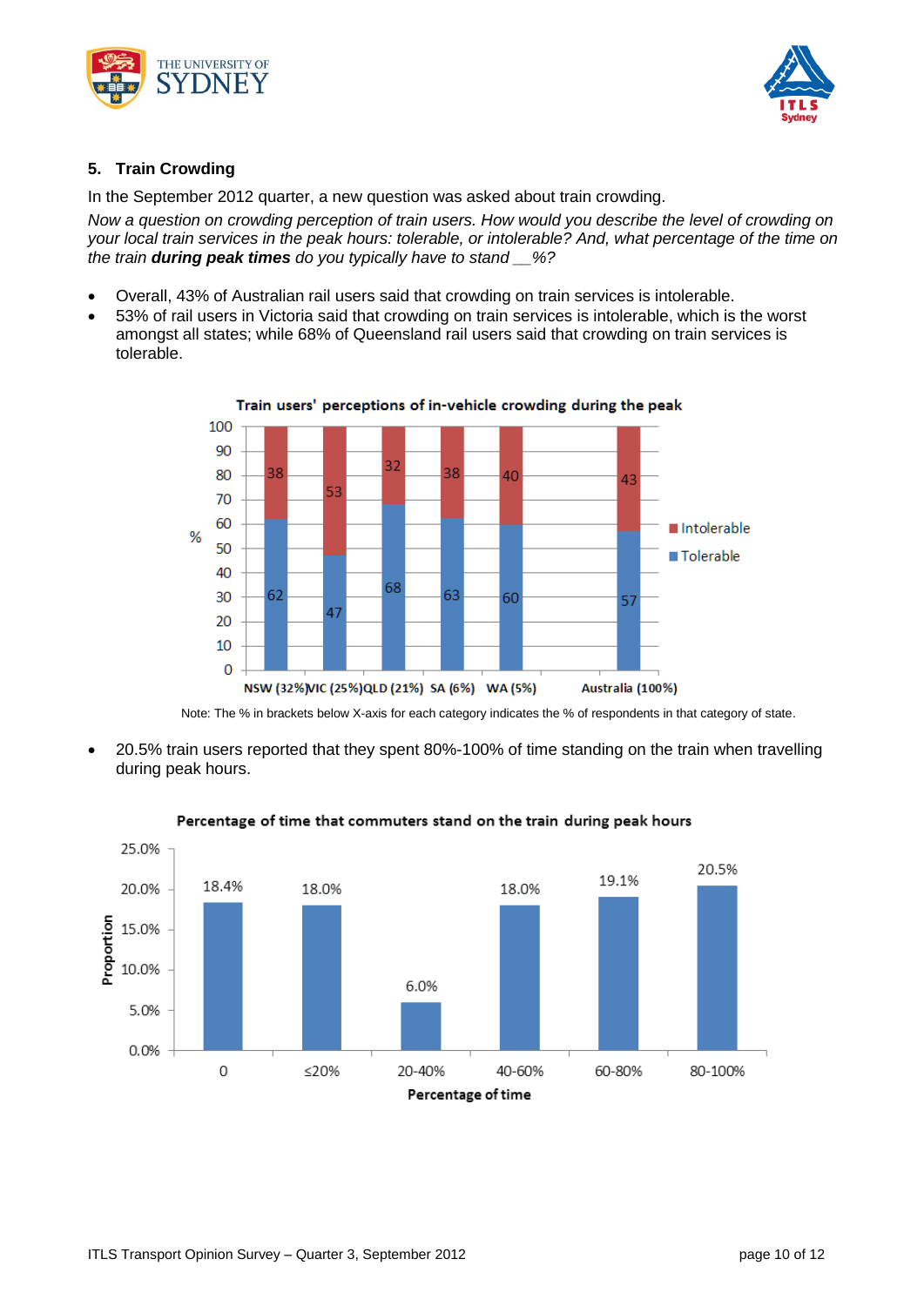## 5. Train Crowding

In the September 2012 quarter, a new question was asked about train crowding.

*Now a question on crowding perception of train users. How would you describe the level of crowding on your local train services in the peak hours: tolerable, or intolerable? And, what percentage of the time on the train* ***during peak times*** *do you typically have to stand \_\_%?*

- Overall, 43% of Australian rail users said that crowding on train services is intolerable.
- 53% of rail users in Victoria said that crowding on train services is intolerable, which is the worst amongst all states; while 68% of Queensland rail users said that crowding on train services is tolerable.

**Train users' perceptions of in-vehicle crowding during the peak**

| % | NSW (32%) | VIC (25%) | QLD (21%) | SA (6%) | WA (5%) | Australia (100%) |
|---|---|---|---|---|---|---|
| Intolerable | 38 | 53 | 32 | 38 | 40 | 43 |
| Tolerable | 62 | 47 | 68 | 63 | 60 | 57 |

Note: The % in brackets below X-axis for each category indicates the % of respondents in that category of state.

- 20.5% train users reported that they spent 80%-100% of time standing on the train when travelling during peak hours.

**Percentage of time that commuters stand on the train during peak hours**

| Percentage of time | 0 | ≤20% | 20-40% | 40-60% | 60-80% | 80-100% |
|---|---|---|---|---|---|---|
| Proportion | 18.4% | 18.0% | 6.0% | 18.0% | 19.1% | 20.5% |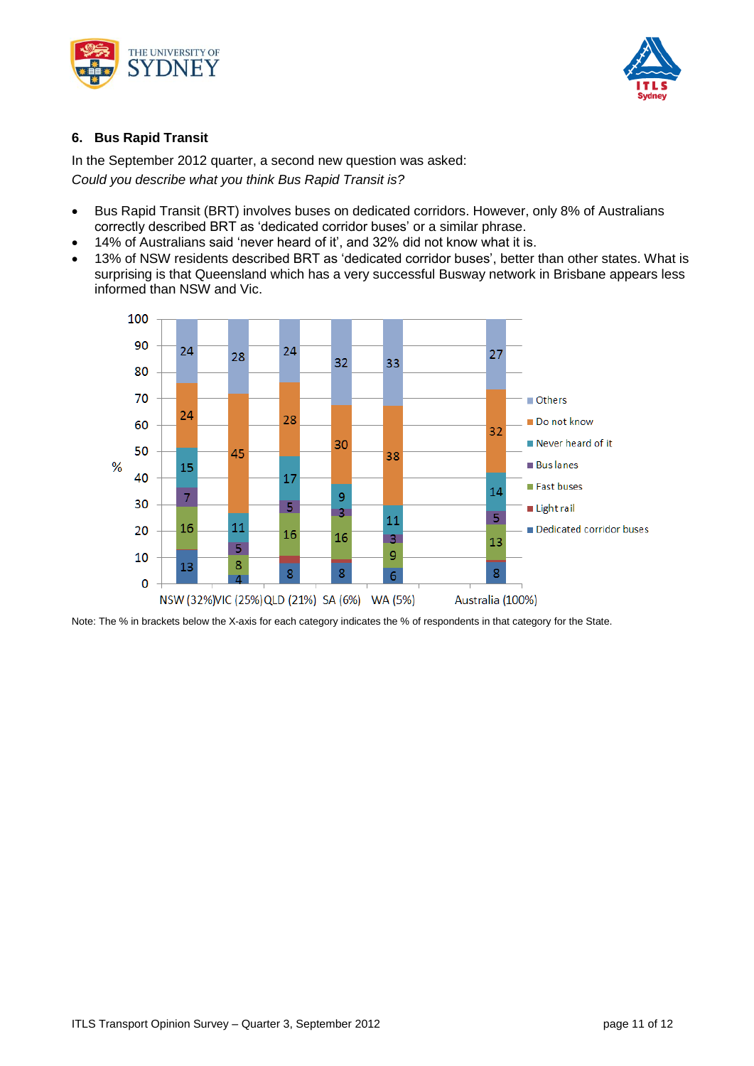## 6. Bus Rapid Transit

In the September 2012 quarter, a second new question was asked:
*Could you describe what you think Bus Rapid Transit is?*

- Bus Rapid Transit (BRT) involves buses on dedicated corridors. However, only 8% of Australians correctly described BRT as 'dedicated corridor buses' or a similar phrase.
- 14% of Australians said 'never heard of it', and 32% did not know what it is.
- 13% of NSW residents described BRT as 'dedicated corridor buses', better than other states. What is surprising is that Queensland which has a very successful Busway network in Brisbane appears less informed than NSW and Vic.

| % | NSW (32%) | VIC (25%) | QLD (21%) | SA (6%) | WA (5%) | Australia (100%) |
|---|---|---|---|---|---|---|
| Others | 24 | 28 | 24 | 32 | 33 | 27 |
| Do not know | 24 | 45 | 28 | 30 | 38 | 32 |
| Never heard of it | 15 | 11 | 17 | 9 | 11 | 14 |
| Bus lanes | 7 | 5 | 5 | 3 | 3 | 5 |
| Fast buses | 16 | 8 | 16 | 16 | 9 | 13 |
| Light rail | | | | | | |
| Dedicated corridor buses | 13 | 4 | 8 | 8 | 6 | 8 |

Note: The % in brackets below the X-axis for each category indicates the % of respondents in that category for the State.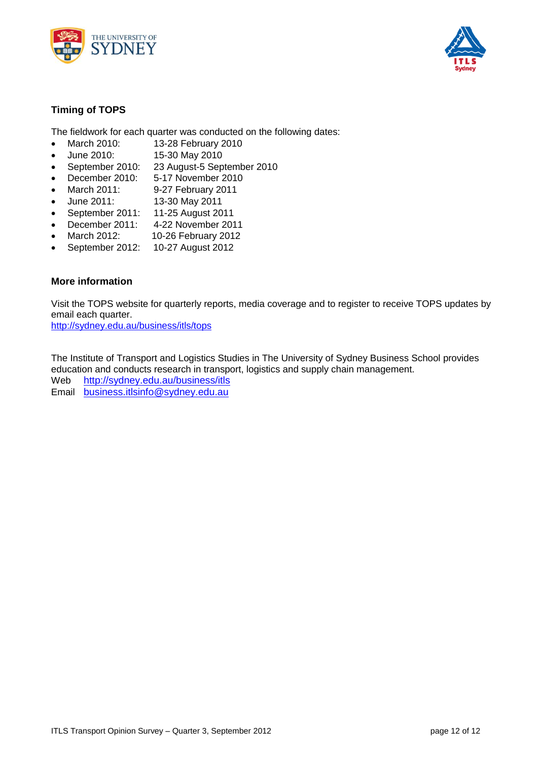## Timing of TOPS

The fieldwork for each quarter was conducted on the following dates:

- March 2010: 13-28 February 2010
- June 2010: 15-30 May 2010
- September 2010: 23 August-5 September 2010
- December 2010: 5-17 November 2010
- March 2011: 9-27 February 2011
- June 2011: 13-30 May 2011
- September 2011: 11-25 August 2011
- December 2011: 4-22 November 2011
- March 2012: 10-26 February 2012
- September 2012: 10-27 August 2012

## More information

Visit the TOPS website for quarterly reports, media coverage and to register to receive TOPS updates by email each quarter.
http://sydney.edu.au/business/itls/tops

The Institute of Transport and Logistics Studies in The University of Sydney Business School provides education and conducts research in transport, logistics and supply chain management.
Web http://sydney.edu.au/business/itls
Email business.itlsinfo@sydney.edu.au